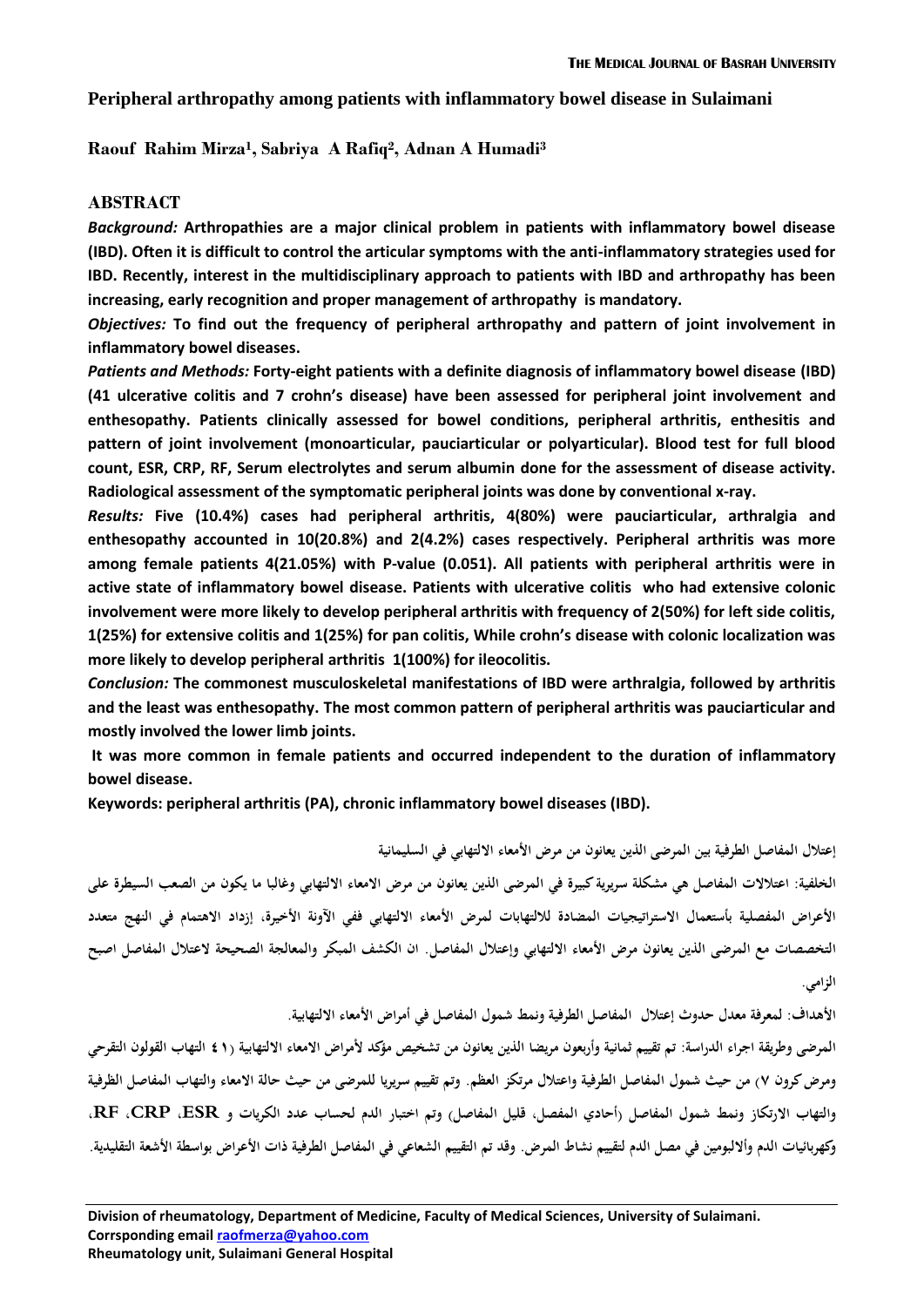# Peripheral arthropathy among patients with inflammatory bowel disease in Sulaimani

**Raouf Rahim Mirza[1], Sabriya A Rafiq[2], Adnan A Humadi[3]**

## ABSTRACT

***Background:*** **Arthropathies are a major clinical problem in patients with inflammatory bowel disease (IBD). Often it is difficult to control the articular symptoms with the anti-inflammatory strategies used for IBD. Recently, interest in the multidisciplinary approach to patients with IBD and arthropathy has been increasing, early recognition and proper management of arthropathy is mandatory.**

***Objectives:*** **To find out the frequency of peripheral arthropathy and pattern of joint involvement in inflammatory bowel diseases.**

***Patients and Methods:*** **Forty-eight patients with a definite diagnosis of inflammatory bowel disease (IBD) (41 ulcerative colitis and 7 crohn's disease) have been assessed for peripheral joint involvement and enthesopathy. Patients clinically assessed for bowel conditions, peripheral arthritis, enthesitis and pattern of joint involvement (monoarticular, pauciarticular or polyarticular). Blood test for full blood count, ESR, CRP, RF, Serum electrolytes and serum albumin done for the assessment of disease activity. Radiological assessment of the symptomatic peripheral joints was done by conventional x-ray.**

***Results:*** **Five (10.4%) cases had peripheral arthritis, 4(80%) were pauciarticular, arthralgia and enthesopathy accounted in 10(20.8%) and 2(4.2%) cases respectively. Peripheral arthritis was more among female patients 4(21.05%) with P-value (0.051). All patients with peripheral arthritis were in active state of inflammatory bowel disease. Patients with ulcerative colitis who had extensive colonic involvement were more likely to develop peripheral arthritis with frequency of 2(50%) for left side colitis, 1(25%) for extensive colitis and 1(25%) for pan colitis, While crohn's disease with colonic localization was more likely to develop peripheral arthritis 1(100%) for ileocolitis.**

***Conclusion:*** **The commonest musculoskeletal manifestations of IBD were arthralgia, followed by arthritis and the least was enthesopathy. The most common pattern of peripheral arthritis was pauciarticular and mostly involved the lower limb joints.**

**It was more common in female patients and occurred independent to the duration of inflammatory bowel disease.**

**Keywords: peripheral arthritis (PA), chronic inflammatory bowel diseases (IBD).**

**إعتلال المفاصل الطرفية بين المرضى الذين يعانون من مرض الأمعاء الالتهابي في السليمانية**

**الخلفية: اعتلالات المفاصل هي مشكلة سريرية كبيرة في المرضى الذين يعانون من مرض الامعاء الالتهابي وغالبا ما يكون من الصعب السيطرة على الأعراض المفصلية بأستعمال الاستراتيجيات المضادة للالتهابات لمرض الأمعاء الالتهابي ففي الآونة الأخيرة، إزداد الاهتمام في النهج متعدد التخصصات مع المرضى الذين يعانون مرض الأمعاء الالتهابي وإعتلال المفاصل. ان الكشف المبكر والمعالجة الصحيحة لاعتلال المفاصل اصبح الزامي.**

**الأهداف: لمعرفة معدل حدوث إعتلال المفاصل الطرفية ونمط شمول المفاصل في أمراض الأمعاء الالتهابية.**

**المرضى وطريقة اجراء الدراسة: تم تقييم ثمانية وأربعون مريضا الذين يعانون من تشخيص مؤكد لأمراض الامعاء الالتهابية (٤١ التهاب القولون التقرحي ومرض كرون ٧) من حيث شمول المفاصل الطرفية واعتلال مرتكز العظم. وتم تقييم سريريا للمرضى من حيث حالة الامعاء والتهاب المفاصل الطرفية والتهاب الارتكاز ونمط شمول المفاصل (أحادي المفصل، قليل المفاصل) وتم اختبار الدم لحساب عدد الكريات و ESR، CRP، RF، وكهربائيات الدم وألالبومين في مصل الدم لتقييم نشاط المرض. وقد تم التقييم الشعاعي في المفاصل الطرفية ذات الأعراض بواسطة الأشعة التقليدية.**

---

**Division of rheumatology, Department of Medicine, Faculty of Medical Sciences, University of Sulaimani.**
**Corrsponding email raofmerza@yahoo.com**
**Rheumatology unit, Sulaimani General Hospital**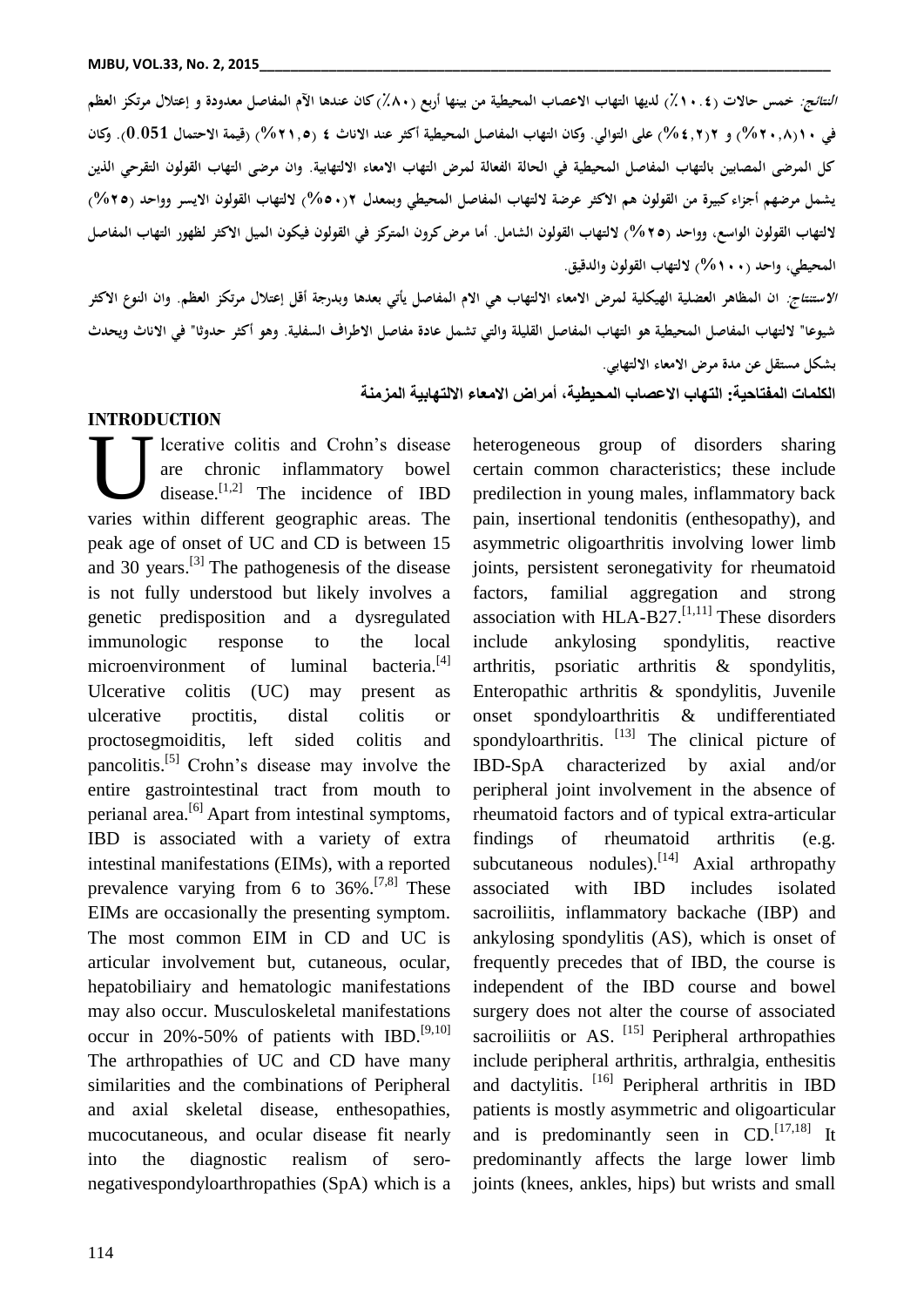*النتائج:* خمس حالات (١٠.٤٪) لديها التهاب الاعصاب المحيطية من بينها أربع (٨٠٪) كان عندها الآم المفاصل معدودة و إعتلال مرتكز العظم في ١٠ (٢٠,٨%) و ٢ (٤,٢%) على التوالي. وكان التهاب المفاصل المحيطية أكثر عند الاناث ٤ (٢١,٥%) (قيمة الاحتمال 0.051). وكان كل المرضى المصابين بالتهاب المفاصل المحيطية في الحالة الفعالة لمرض التهاب الامعاء الالتهابية. وان مرضى التهاب القولون التقرحي الذين يشمل مرضهم أجزاء كبيرة من القولون هم الاكثر عرضة لالتهاب المفاصل المحيطي وبمعدل ٢ (٥٠%) لالتهاب القولون الايسر وواحد (٢٥%) لالتهاب القولون الواسع، وواحد (٢٥%) لالتهاب القولون الشامل. أما مرض كرون المتركز في القولون فيكون الميل الاكثر لظهور التهاب المفاصل المحيطي، واحد (١٠٠%) لالتهاب القولون والدقيق.

*الاستنتاج:* ان المظاهر العضلية الهيكلية لمرض الامعاء الالتهاب هي الام المفاصل يأتي بعدها وبدرجة أقل إعتلال مرتكز العظم. وان النوع الاكثر شيوعا" لالتهاب المفاصل المحيطية هو التهاب المفاصل القليلة والتي تشمل عادة مفاصل الاطراف السفلية. وهو أكثر حدوثا" في الاناث ويحدث بشكل مستقل عن مدة مرض الامعاء الالتهابي.

**الكلمات المفتاحية: التهاب الاعصاب المحيطية، أمراض الامعاء الالتهابية المزمنة**

## INTRODUCTION

Ulcerative colitis and Crohn's disease are chronic inflammatory bowel disease.[1,2] The incidence of IBD varies within different geographic areas. The peak age of onset of UC and CD is between 15 and 30 years.[3] The pathogenesis of the disease is not fully understood but likely involves a genetic predisposition and a dysregulated immunologic response to the local microenvironment of luminal bacteria.[4] Ulcerative colitis (UC) may present as ulcerative proctitis, distal colitis or proctosegmoiditis, left sided colitis and pancolitis.[5] Crohn's disease may involve the entire gastrointestinal tract from mouth to perianal area.[6] Apart from intestinal symptoms, IBD is associated with a variety of extra intestinal manifestations (EIMs), with a reported prevalence varying from 6 to 36%.[7,8] These EIMs are occasionally the presenting symptom. The most common EIM in CD and UC is articular involvement but, cutaneous, ocular, hepatobiliairy and hematologic manifestations may also occur. Musculoskeletal manifestations occur in 20%-50% of patients with IBD.[9,10] The arthropathies of UC and CD have many similarities and the combinations of Peripheral and axial skeletal disease, enthesopathies, mucocutaneous, and ocular disease fit nearly into the diagnostic realism of sero-negativespondyloarthropathies (SpA) which is a heterogeneous group of disorders sharing certain common characteristics; these include predilection in young males, inflammatory back pain, insertional tendonitis (enthesopathy), and asymmetric oligoarthritis involving lower limb joints, persistent seronegativity for rheumatoid factors, familial aggregation and strong association with HLA-B27.[1,11] These disorders include ankylosing spondylitis, reactive arthritis, psoriatic arthritis & spondylitis, Enteropathic arthritis & spondylitis, Juvenile onset spondyloarthritis & undifferentiated spondyloarthritis. [13] The clinical picture of IBD-SpA characterized by axial and/or peripheral joint involvement in the absence of rheumatoid factors and of typical extra-articular findings of rheumatoid arthritis (e.g. subcutaneous nodules).[14] Axial arthropathy associated with IBD includes isolated sacroiliitis, inflammatory backache (IBP) and ankylosing spondylitis (AS), which is onset of frequently precedes that of IBD, the course is independent of the IBD course and bowel surgery does not alter the course of associated sacroiliitis or AS. [15] Peripheral arthropathies include peripheral arthritis, arthralgia, enthesitis and dactylitis. [16] Peripheral arthritis in IBD patients is mostly asymmetric and oligoarticular and is predominantly seen in CD.[17,18] It predominantly affects the large lower limb joints (knees, ankles, hips) but wrists and small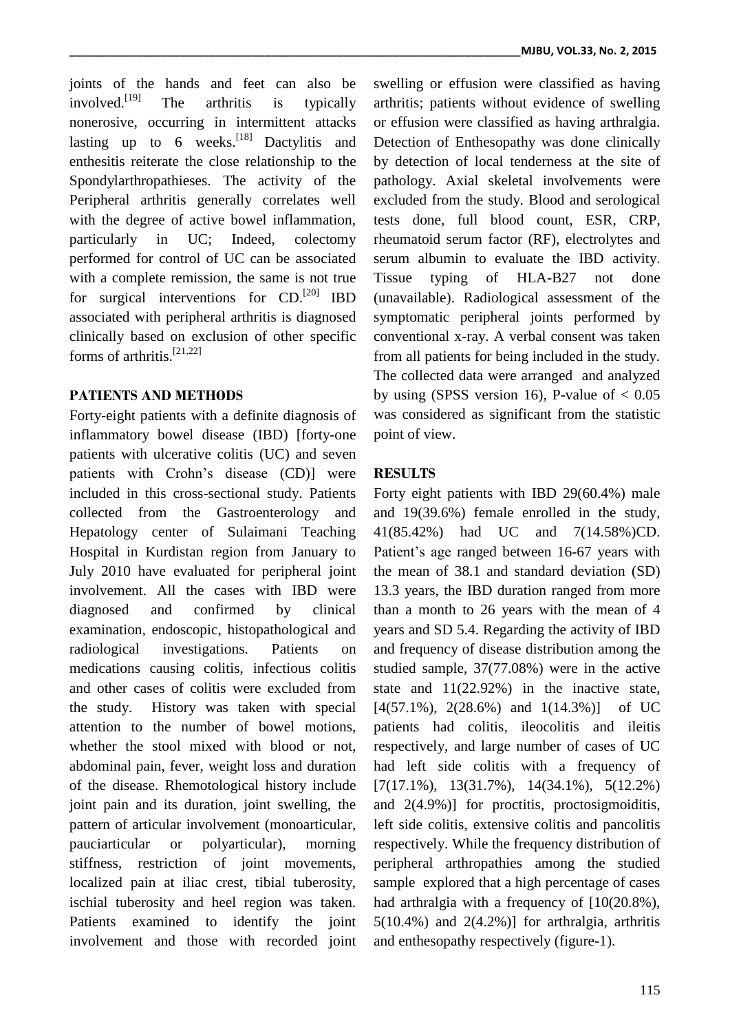joints of the hands and feet can also be involved.[19] The arthritis is typically nonerosive, occurring in intermittent attacks lasting up to 6 weeks.[18] Dactylitis and enthesitis reiterate the close relationship to the Spondylarthropathieses. The activity of the Peripheral arthritis generally correlates well with the degree of active bowel inflammation, particularly in UC; Indeed, colectomy performed for control of UC can be associated with a complete remission, the same is not true for surgical interventions for CD.[20] IBD associated with peripheral arthritis is diagnosed clinically based on exclusion of other specific forms of arthritis.[21,22]

## PATIENTS AND METHODS

Forty-eight patients with a definite diagnosis of inflammatory bowel disease (IBD) [forty-one patients with ulcerative colitis (UC) and seven patients with Crohn's disease (CD)] were included in this cross-sectional study. Patients collected from the Gastroenterology and Hepatology center of Sulaimani Teaching Hospital in Kurdistan region from January to July 2010 have evaluated for peripheral joint involvement. All the cases with IBD were diagnosed and confirmed by clinical examination, endoscopic, histopathological and radiological investigations. Patients on medications causing colitis, infectious colitis and other cases of colitis were excluded from the study. History was taken with special attention to the number of bowel motions, whether the stool mixed with blood or not, abdominal pain, fever, weight loss and duration of the disease. Rhemotological history include joint pain and its duration, joint swelling, the pattern of articular involvement (monoarticular, pauciarticular or polyarticular), morning stiffness, restriction of joint movements, localized pain at iliac crest, tibial tuberosity, ischial tuberosity and heel region was taken. Patients examined to identify the joint involvement and those with recorded joint swelling or effusion were classified as having arthritis; patients without evidence of swelling or effusion were classified as having arthralgia. Detection of Enthesopathy was done clinically by detection of local tenderness at the site of pathology. Axial skeletal involvements were excluded from the study. Blood and serological tests done, full blood count, ESR, CRP, rheumatoid serum factor (RF), electrolytes and serum albumin to evaluate the IBD activity. Tissue typing of HLA-B27 not done (unavailable). Radiological assessment of the symptomatic peripheral joints performed by conventional x-ray. A verbal consent was taken from all patients for being included in the study. The collected data were arranged and analyzed by using (SPSS version 16), P-value of $< 0.05$ was considered as significant from the statistic point of view.

## RESULTS

Forty eight patients with IBD 29(60.4%) male and 19(39.6%) female enrolled in the study, 41(85.42%) had UC and 7(14.58%)CD. Patient's age ranged between 16-67 years with the mean of 38.1 and standard deviation (SD) 13.3 years, the IBD duration ranged from more than a month to 26 years with the mean of 4 years and SD 5.4. Regarding the activity of IBD and frequency of disease distribution among the studied sample, 37(77.08%) were in the active state and 11(22.92%) in the inactive state, [4(57.1%), 2(28.6%) and 1(14.3%)] of UC patients had colitis, ileocolitis and ileitis respectively, and large number of cases of UC had left side colitis with a frequency of [7(17.1%), 13(31.7%), 14(34.1%), 5(12.2%) and 2(4.9%)] for proctitis, proctosigmoiditis, left side colitis, extensive colitis and pancolitis respectively. While the frequency distribution of peripheral arthropathies among the studied sample explored that a high percentage of cases had arthralgia with a frequency of [10(20.8%), 5(10.4%) and 2(4.2%)] for arthralgia, arthritis and enthesopathy respectively (figure-1).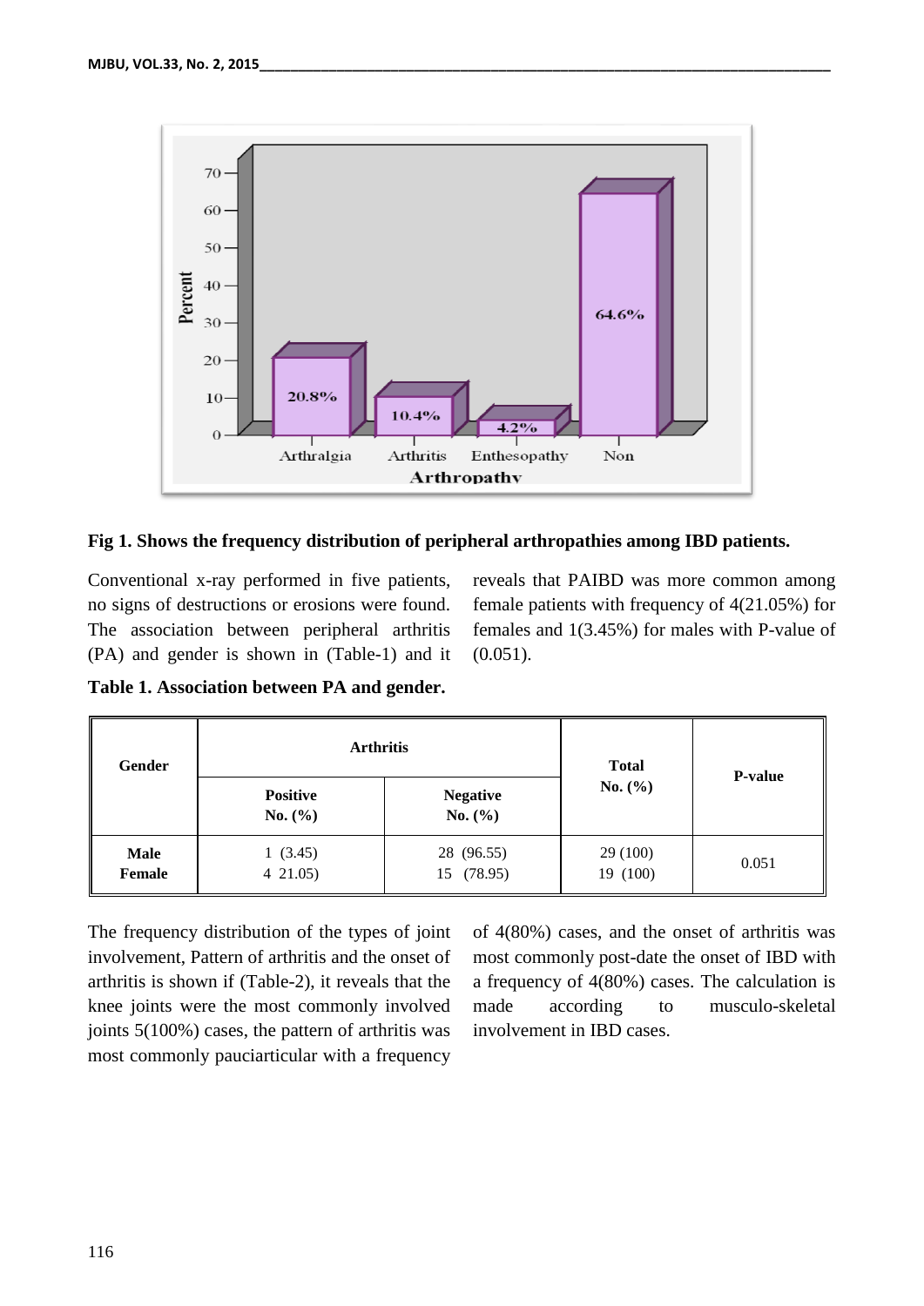**Fig 1. Shows the frequency distribution of peripheral arthropathies among IBD patients.**

Conventional x-ray performed in five patients, no signs of destructions or erosions were found. The association between peripheral arthritis (PA) and gender is shown in (Table-1) and it reveals that PAIBD was more common among female patients with frequency of 4(21.05%) for females and 1(3.45%) for males with P-value of (0.051).

**Table 1. Association between PA and gender.**

| Gender | Arthritis | | Total No. (%) | P-value |
|---|---|---|---|---|
| | Positive No. (%) | Negative No. (%) | | |
| Male | 1 (3.45) | 28 (96.55) | 29 (100) | 0.051 |
| Female | 4 21.05) | 15 (78.95) | 19 (100) | |

The frequency distribution of the types of joint involvement, Pattern of arthritis and the onset of arthritis is shown if (Table-2), it reveals that the knee joints were the most commonly involved joints 5(100%) cases, the pattern of arthritis was most commonly pauciarticular with a frequency of 4(80%) cases, and the onset of arthritis was most commonly post-date the onset of IBD with a frequency of 4(80%) cases. The calculation is made according to musculo-skeletal involvement in IBD cases.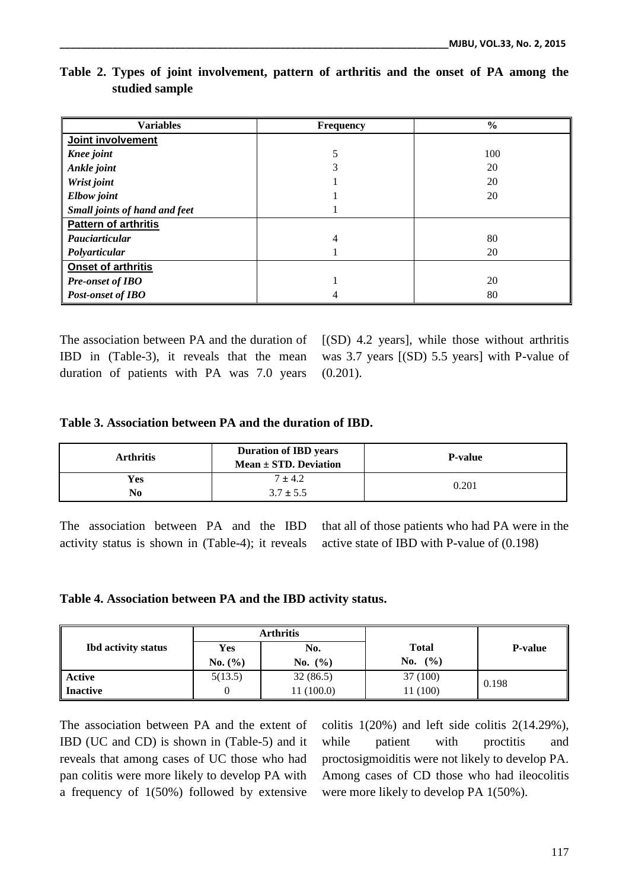**Table 2. Types of joint involvement, pattern of arthritis and the onset of PA among the studied sample**

| Variables | Frequency | % |
|---|---|---|
| **Joint involvement** | | |
| ***Knee joint*** | 5 | 100 |
| ***Ankle joint*** | 3 | 20 |
| ***Wrist joint*** | 1 | 20 |
| ***Elbow joint*** | 1 | 20 |
| ***Small joints of hand and feet*** | 1 | |
| **Pattern of arthritis** | | |
| ***Pauciarticular*** | 4 | 80 |
| ***Polyarticular*** | 1 | 20 |
| **Onset of arthritis** | | |
| ***Pre-onset of IBO*** | 1 | 20 |
| ***Post-onset of IBO*** | 4 | 80 |

The association between PA and the duration of IBD in (Table-3), it reveals that the mean duration of patients with PA was 7.0 years [(SD) 4.2 years], while those without arthritis was 3.7 years [(SD) 5.5 years] with P-value of (0.201).

**Table 3. Association between PA and the duration of IBD.**

| Arthritis | Duration of IBD years Mean ± STD. Deviation | P-value |
|---|---|---|
| Yes | 7 ± 4.2 | 0.201 |
| No | 3.7 ± 5.5 | |

The association between PA and the IBD activity status is shown in (Table-4); it reveals that all of those patients who had PA were in the active state of IBD with P-value of (0.198)

**Table 4. Association between PA and the IBD activity status.**

| Ibd activity status | Arthritis | | Total | P-value |
|---|---|---|---|---|
| | Yes No. (%) | No. No. (%) | No. (%) | |
| **Active** | 5(13.5) | 32 (86.5) | 37 (100) | 0.198 |
| **Inactive** | 0 | 11 (100.0) | 11 (100) | |

The association between PA and the extent of IBD (UC and CD) is shown in (Table-5) and it reveals that among cases of UC those who had pan colitis were more likely to develop PA with a frequency of 1(50%) followed by extensive colitis 1(20%) and left side colitis 2(14.29%), while patient with proctitis and proctosigmoiditis were not likely to develop PA. Among cases of CD those who had ileocolitis were more likely to develop PA 1(50%).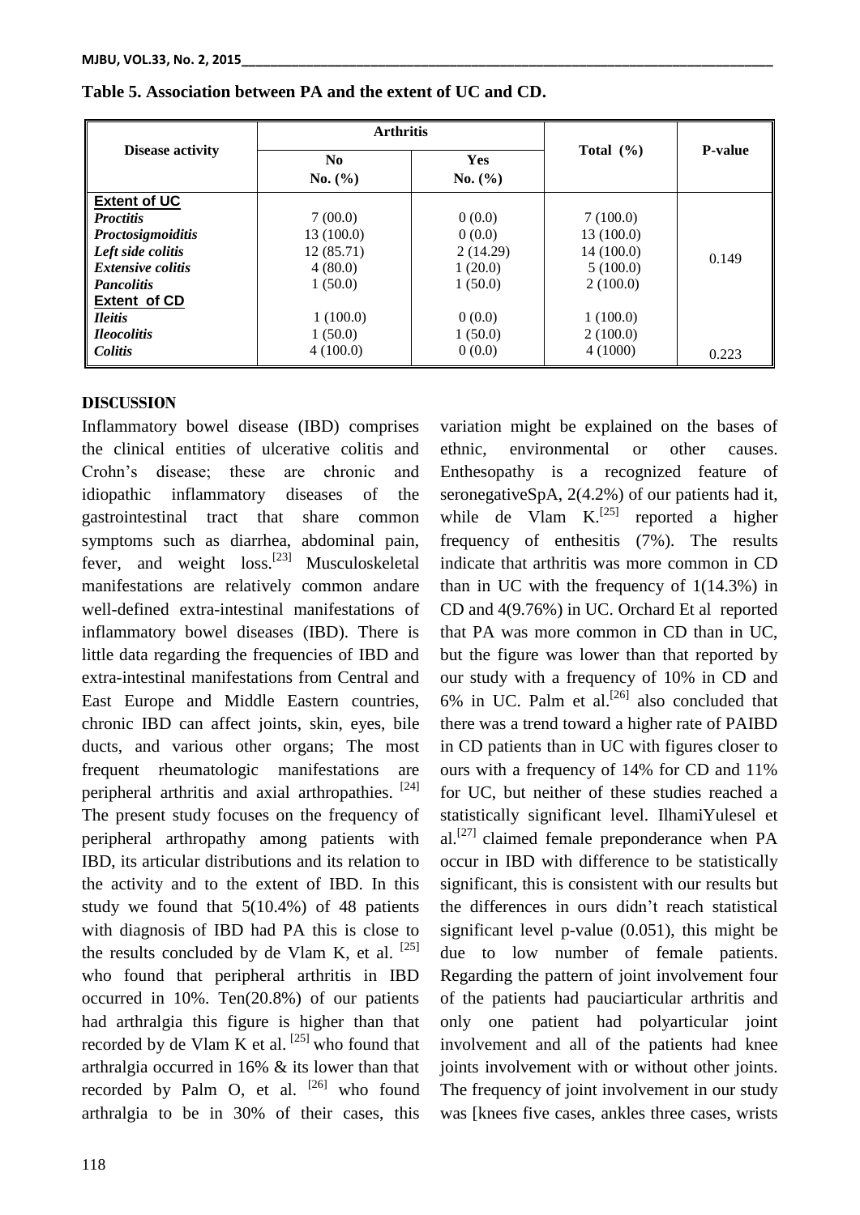**Table 5. Association between PA and the extent of UC and CD.**

| Disease activity | Arthritis | | Total (%) | P-value |
|---|---|---|---|---|
| | No<br>No. (%) | Yes<br>No. (%) | | |
| **Extent of UC** | | | | |
| ***Proctitis*** | 7 (00.0) | 0 (0.0) | 7 (100.0) | |
| ***Proctosigmoiditis*** | 13 (100.0) | 0 (0.0) | 13 (100.0) | |
| ***Left side colitis*** | 12 (85.71) | 2 (14.29) | 14 (100.0) | 0.149 |
| ***Extensive colitis*** | 4 (80.0) | 1 (20.0) | 5 (100.0) | |
| ***Pancolitis*** | 1 (50.0) | 1 (50.0) | 2 (100.0) | |
| **Extent of CD** | | | | |
| ***Ileitis*** | 1 (100.0) | 0 (0.0) | 1 (100.0) | |
| ***Ileocolitis*** | 1 (50.0) | 1 (50.0) | 2 (100.0) | |
| ***Colitis*** | 4 (100.0) | 0 (0.0) | 4 (1000) | 0.223 |

## DISCUSSION

Inflammatory bowel disease (IBD) comprises the clinical entities of ulcerative colitis and Crohn's disease; these are chronic and idiopathic inflammatory diseases of the gastrointestinal tract that share common symptoms such as diarrhea, abdominal pain, fever, and weight loss.[23] Musculoskeletal manifestations are relatively common andare well-defined extra-intestinal manifestations of inflammatory bowel diseases (IBD). There is little data regarding the frequencies of IBD and extra-intestinal manifestations from Central and East Europe and Middle Eastern countries, chronic IBD can affect joints, skin, eyes, bile ducts, and various other organs; The most frequent rheumatologic manifestations are peripheral arthritis and axial arthropathies. [24] The present study focuses on the frequency of peripheral arthropathy among patients with IBD, its articular distributions and its relation to the activity and to the extent of IBD. In this study we found that 5(10.4%) of 48 patients with diagnosis of IBD had PA this is close to the results concluded by de Vlam K, et al. [25] who found that peripheral arthritis in IBD occurred in 10%. Ten(20.8%) of our patients had arthralgia this figure is higher than that recorded by de Vlam K et al. [25] who found that arthralgia occurred in 16% & its lower than that recorded by Palm O, et al. [26] who found arthralgia to be in 30% of their cases, this variation might be explained on the bases of ethnic, environmental or other causes. Enthesopathy is a recognized feature of seronegativeSpA, 2(4.2%) of our patients had it, while de Vlam K.[25] reported a higher frequency of enthesitis (7%). The results indicate that arthritis was more common in CD than in UC with the frequency of 1(14.3%) in CD and 4(9.76%) in UC. Orchard Et al reported that PA was more common in CD than in UC, but the figure was lower than that reported by our study with a frequency of 10% in CD and 6% in UC. Palm et al.[26] also concluded that there was a trend toward a higher rate of PAIBD in CD patients than in UC with figures closer to ours with a frequency of 14% for CD and 11% for UC, but neither of these studies reached a statistically significant level. IlhamiYulesel et al.[27] claimed female preponderance when PA occur in IBD with difference to be statistically significant, this is consistent with our results but the differences in ours didn't reach statistical significant level p-value (0.051), this might be due to low number of female patients. Regarding the pattern of joint involvement four of the patients had pauciarticular arthritis and only one patient had polyarticular joint involvement and all of the patients had knee joints involvement with or without other joints. The frequency of joint involvement in our study was [knees five cases, ankles three cases, wrists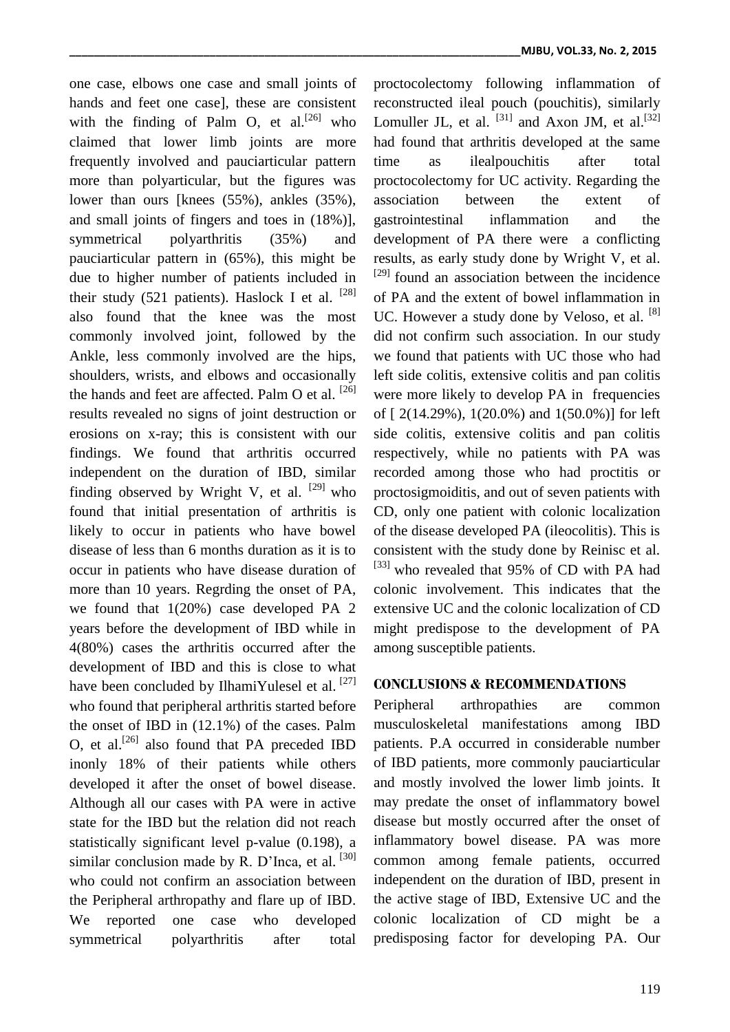one case, elbows one case and small joints of hands and feet one case], these are consistent with the finding of Palm O, et al.[26] who claimed that lower limb joints are more frequently involved and pauciarticular pattern more than polyarticular, but the figures was lower than ours [knees (55%), ankles (35%), and small joints of fingers and toes in (18%)], symmetrical polyarthritis (35%) and pauciarticular pattern in (65%), this might be due to higher number of patients included in their study (521 patients). Haslock I et al. [28] also found that the knee was the most commonly involved joint, followed by the Ankle, less commonly involved are the hips, shoulders, wrists, and elbows and occasionally the hands and feet are affected. Palm O et al. [26] results revealed no signs of joint destruction or erosions on x-ray; this is consistent with our findings. We found that arthritis occurred independent on the duration of IBD, similar finding observed by Wright V, et al. [29] who found that initial presentation of arthritis is likely to occur in patients who have bowel disease of less than 6 months duration as it is to occur in patients who have disease duration of more than 10 years. Regrding the onset of PA, we found that 1(20%) case developed PA 2 years before the development of IBD while in 4(80%) cases the arthritis occurred after the development of IBD and this is close to what have been concluded by IlhamiYulesel et al. [27] who found that peripheral arthritis started before the onset of IBD in (12.1%) of the cases. Palm O, et al.[26] also found that PA preceded IBD inonly 18% of their patients while others developed it after the onset of bowel disease. Although all our cases with PA were in active state for the IBD but the relation did not reach statistically significant level p-value (0.198), a similar conclusion made by R. D'Inca, et al. [30] who could not confirm an association between the Peripheral arthropathy and flare up of IBD. We reported one case who developed symmetrical polyarthritis after total proctocolectomy following inflammation of reconstructed ileal pouch (pouchitis), similarly Lomuller JL, et al. [31] and Axon JM, et al.[32] had found that arthritis developed at the same time as ilealpouchitis after total proctocolectomy for UC activity. Regarding the association between the extent of gastrointestinal inflammation and the development of PA there were a conflicting results, as early study done by Wright V, et al. [29] found an association between the incidence of PA and the extent of bowel inflammation in UC. However a study done by Veloso, et al. [8] did not confirm such association. In our study we found that patients with UC those who had left side colitis, extensive colitis and pan colitis were more likely to develop PA in frequencies of [ 2(14.29%), 1(20.0%) and 1(50.0%)] for left side colitis, extensive colitis and pan colitis respectively, while no patients with PA was recorded among those who had proctitis or proctosigmoiditis, and out of seven patients with CD, only one patient with colonic localization of the disease developed PA (ileocolitis). This is consistent with the study done by Reinisc et al. [33] who revealed that 95% of CD with PA had colonic involvement. This indicates that the extensive UC and the colonic localization of CD might predispose to the development of PA among susceptible patients.

## CONCLUSIONS & RECOMMENDATIONS

Peripheral arthropathies are common musculoskeletal manifestations among IBD patients. P.A occurred in considerable number of IBD patients, more commonly pauciarticular and mostly involved the lower limb joints. It may predate the onset of inflammatory bowel disease but mostly occurred after the onset of inflammatory bowel disease. PA was more common among female patients, occurred independent on the duration of IBD, present in the active stage of IBD, Extensive UC and the colonic localization of CD might be a predisposing factor for developing PA. Our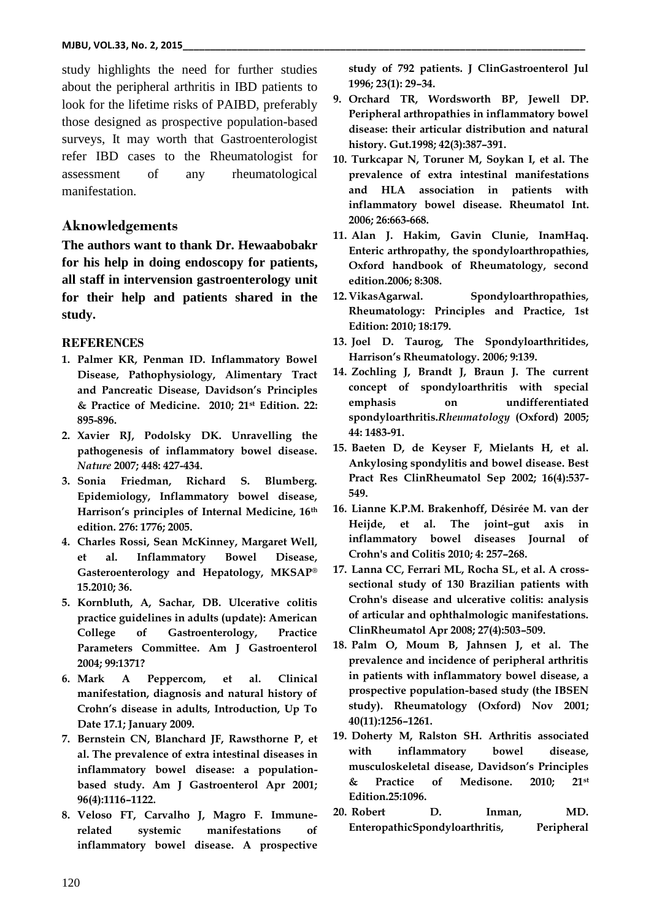study highlights the need for further studies about the peripheral arthritis in IBD patients to look for the lifetime risks of PAIBD, preferably those designed as prospective population-based surveys, It may worth that Gastroenterologist refer IBD cases to the Rheumatologist for assessment of any rheumatological manifestation.

## Aknowledgements

**The authors want to thank Dr. Hewaabobakr for his help in doing endoscopy for patients, all staff in intervension gastroenterology unit for their help and patients shared in the study.**

## REFERENCES

1. **Palmer KR, Penman ID. Inflammatory Bowel Disease, Pathophysiology, Alimentary Tract and Pancreatic Disease, Davidson's Principles & Practice of Medicine. 2010; 21st Edition. 22: 895-896.**
2. **Xavier RJ, Podolsky DK. Unravelling the pathogenesis of inflammatory bowel disease. *Nature* 2007; 448: 427-434.**
3. **Sonia Friedman, Richard S. Blumberg. Epidemiology, Inflammatory bowel disease, Harrison's principles of Internal Medicine, 16th edition. 276: 1776; 2005.**
4. **Charles Rossi, Sean McKinney, Margaret Well, et al. Inflammatory Bowel Disease, Gasteroenterology and Hepatology, MKSAP® 15.2010; 36.**
5. **Kornbluth, A, Sachar, DB. Ulcerative colitis practice guidelines in adults (update): American College of Gastroenterology, Practice Parameters Committee. Am J Gastroenterol 2004; 99:1371?**
6. **Mark A Peppercom, et al. Clinical manifestation, diagnosis and natural history of Crohn's disease in adults, Introduction, Up To Date 17.1; January 2009.**
7. **Bernstein CN, Blanchard JF, Rawsthorne P, et al. The prevalence of extra intestinal diseases in inflammatory bowel disease: a population-based study. Am J Gastroenterol Apr 2001; 96(4):1116–1122.**
8. **Veloso FT, Carvalho J, Magro F. Immune-related systemic manifestations of inflammatory bowel disease. A prospective study of 792 patients. J ClinGastroenterol Jul 1996; 23(1): 29–34.**
9. **Orchard TR, Wordsworth BP, Jewell DP. Peripheral arthropathies in inflammatory bowel disease: their articular distribution and natural history. Gut.1998; 42(3):387–391.**
10. **Turkcapar N, Toruner M, Soykan I, et al. The prevalence of extra intestinal manifestations and HLA association in patients with inflammatory bowel disease. Rheumatol Int. 2006; 26:663-668.**
11. **Alan J. Hakim, Gavin Clunie, InamHaq. Enteric arthropathy, the spondyloarthropathies, Oxford handbook of Rheumatology, second edition.2006; 8:308.**
12. **VikasAgarwal. Spondyloarthropathies, Rheumatology: Principles and Practice, 1st Edition: 2010; 18:179.**
13. **Joel D. Taurog, The Spondyloarthritides, Harrison's Rheumatology. 2006; 9:139.**
14. **Zochling J, Brandt J, Braun J. The current concept of spondyloarthritis with special emphasis on undifferentiated spondyloarthritis.*Rheumatology* (Oxford) 2005; 44: 1483-91.**
15. **Baeten D, de Keyser F, Mielants H, et al. Ankylosing spondylitis and bowel disease. Best Pract Res ClinRheumatol Sep 2002; 16(4):537-549.**
16. **Lianne K.P.M. Brakenhoff, Désirée M. van der Heijde, et al. The joint–gut axis in inflammatory bowel diseases Journal of Crohn's and Colitis 2010; 4: 257–268.**
17. **Lanna CC, Ferrari ML, Rocha SL, et al. A cross-sectional study of 130 Brazilian patients with Crohn's disease and ulcerative colitis: analysis of articular and ophthalmologic manifestations. ClinRheumatol Apr 2008; 27(4):503–509.**
18. **Palm O, Moum B, Jahnsen J, et al. The prevalence and incidence of peripheral arthritis in patients with inflammatory bowel disease, a prospective population-based study (the IBSEN study). Rheumatology (Oxford) Nov 2001; 40(11):1256–1261.**
19. **Doherty M, Ralston SH. Arthritis associated with inflammatory bowel disease, musculoskeletal disease, Davidson's Principles & Practice of Medisone. 2010; 21st Edition.25:1096.**
20. **Robert D. Inman, MD. EnteropathicSpondyloarthritis, Peripheral**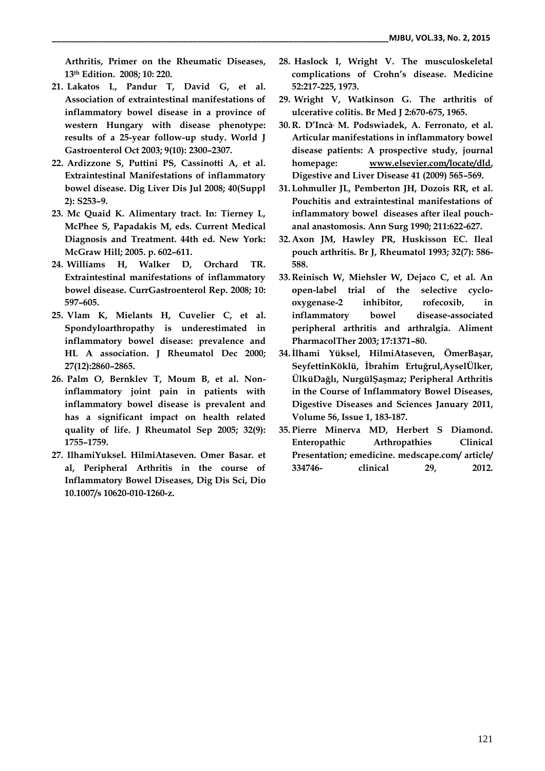**Arthritis, Primer on the Rheumatic Diseases, 13th Edition. 2008; 10: 220.**

21. **Lakatos L, Pandur T, David G, et al. Association of extraintestinal manifestations of inflammatory bowel disease in a province of western Hungary with disease phenotype: results of a 25-year follow-up study. World J Gastroenterol Oct 2003; 9(10): 2300–2307.**
22. **Ardizzone S, Puttini PS, Cassinotti A, et al. Extraintestinal Manifestations of inflammatory bowel disease. Dig Liver Dis Jul 2008; 40(Suppl 2): S253–9.**
23. **Mc Quaid K. Alimentary tract. In: Tierney L, McPhee S, Papadakis M, eds. Current Medical Diagnosis and Treatment. 44th ed. New York: McGraw Hill; 2005. p. 602–611.**
24. **Williams H, Walker D, Orchard TR. Extraintestinal manifestations of inflammatory bowel disease. CurrGastroenterol Rep. 2008; 10: 597–605.**
25. **Vlam K, Mielants H, Cuvelier C, et al. Spondyloarthropathy is underestimated in inflammatory bowel disease: prevalence and HL A association. J Rheumatol Dec 2000; 27(12):2860–2865.**
26. **Palm O, Bernklev T, Moum B, et al. Non-inflammatory joint pain in patients with inflammatory bowel disease is prevalent and has a significant impact on health related quality of life. J Rheumatol Sep 2005; 32(9): 1755–1759.**
27. **IlhamiYuksel. HilmiAtaseven. Omer Basar. et al, Peripheral Arthritis in the course of Inflammatory Bowel Diseases, Dig Dis Sci, Dio 10.1007/s 10620-010-1260-z.**
28. **Haslock I, Wright V. The musculoskeletal complications of Crohn's disease. Medicine 52:217-225, 1973.**
29. **Wright V, Watkinson G. The arthritis of ulcerative colitis. Br Med J 2:670-675, 1965.**
30. **R. D'Incà, M. Podswiadek, A. Ferronato, et al. Articular manifestations in inflammatory bowel disease patients: A prospective study, journal homepage: www.elsevier.com/locate/dld, Digestive and Liver Disease 41 (2009) 565–569.**
31. **Lohmuller JL, Pemberton JH, Dozois RR, et al. Pouchitis and extraintestinal manifestations of inflammatory bowel diseases after ileal pouch-anal anastomosis. Ann Surg 1990; 211:622-627.**
32. **Axon JM, Hawley PR, Huskisson EC. Ileal pouch arthritis. Br J, Rheumatol 1993; 32(7): 586-588.**
33. **Reinisch W, Miehsler W, Dejaco C, et al. An open-label trial of the selective cyclo-oxygenase-2 inhibitor, rofecoxib, in inflammatory bowel disease-associated peripheral arthritis and arthralgia. Aliment PharmacolTher 2003; 17:1371–80.**
34. **İlhami Yüksel, HilmiAtaseven, ÖmerBaşar, SeyfettinKöklü, İbrahim Ertuğrul,AyselÜlker, ÜlküDağlı, NurgülŞaşmaz; Peripheral Arthritis in the Course of Inflammatory Bowel Diseases, Digestive Diseases and Sciences January 2011, Volume 56, Issue 1, 183-187.**
35. **Pierre Minerva MD, Herbert S Diamond. Enteropathic Arthropathies Clinical Presentation; emedicine. medscape.com/ article/ 334746- clinical 29, 2012.**